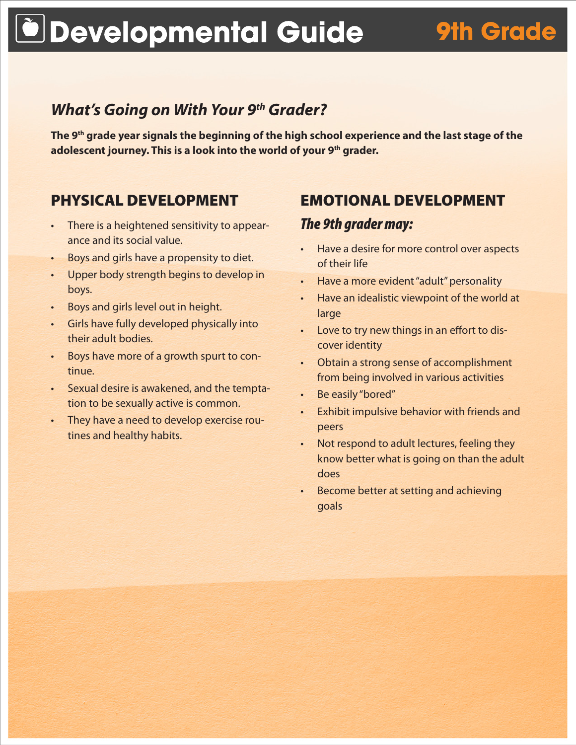# Developmental Guide 9th Grade

## *What's Going on With Your 9th Grader?*

**The 9th grade year signals the beginning of the high school experience and the last stage of the adolescent journey. This is a look into the world of your 9th grader.**

## PHYSICAL DEVELOPMENT

- There is a heightened sensitivity to appearance and its social value.
- Boys and girls have a propensity to diet.
- Upper body strength begins to develop in boys.
- Boys and girls level out in height.
- Girls have fully developed physically into their adult bodies.
- Boys have more of a growth spurt to continue.
- Sexual desire is awakened, and the temptation to be sexually active is common.
- They have a need to develop exercise routines and healthy habits.

## EMOTIONAL DEVELOPMENT

### *The 9th grader may:*

- Have a desire for more control over aspects of their life
- Have a more evident "adult" personality
- Have an idealistic viewpoint of the world at large
- Love to try new things in an effort to discover identity
- Obtain a strong sense of accomplishment from being involved in various activities
- Be easily "bored"
- Exhibit impulsive behavior with friends and peers
- Not respond to adult lectures, feeling they know better what is going on than the adult does
- Become better at setting and achieving goals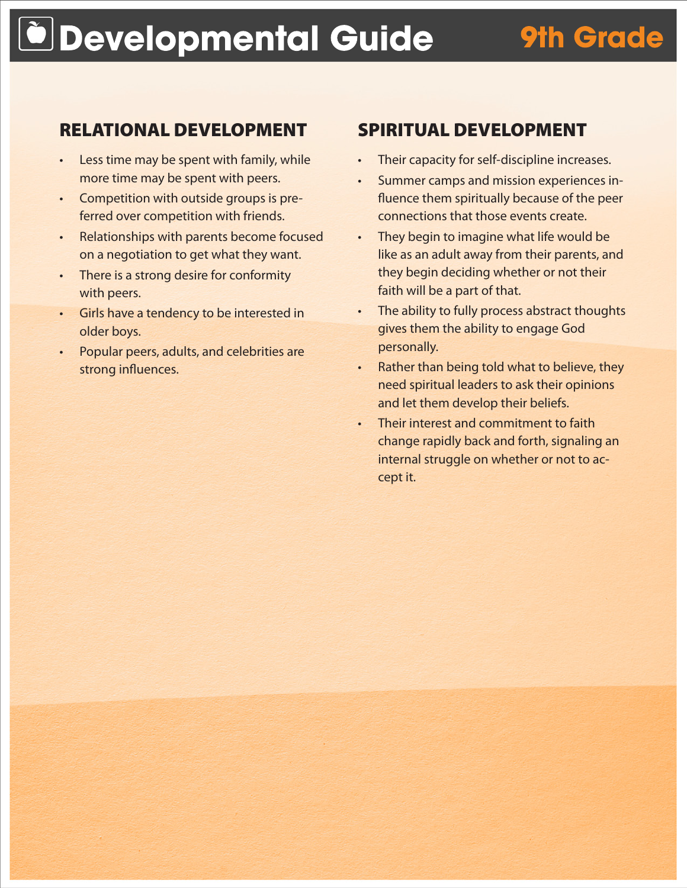# Developmental Guide 9th Grade

## RELATIONAL DEVELOPMENT

- Less time may be spent with family, while more time may be spent with peers.
- Competition with outside groups is preferred over competition with friends.
- Relationships with parents become focused on a negotiation to get what they want.
- There is a strong desire for conformity with peers.
- Girls have a tendency to be interested in older boys.
- Popular peers, adults, and celebrities are strong influences.

## SPIRITUAL DEVELOPMENT

- Their capacity for self-discipline increases.
- Summer camps and mission experiences influence them spiritually because of the peer connections that those events create.
- They begin to imagine what life would be like as an adult away from their parents, and they begin deciding whether or not their faith will be a part of that.
- The ability to fully process abstract thoughts gives them the ability to engage God personally.
- Rather than being told what to believe, they need spiritual leaders to ask their opinions and let them develop their beliefs.
- Their interest and commitment to faith change rapidly back and forth, signaling an internal struggle on whether or not to accept it.